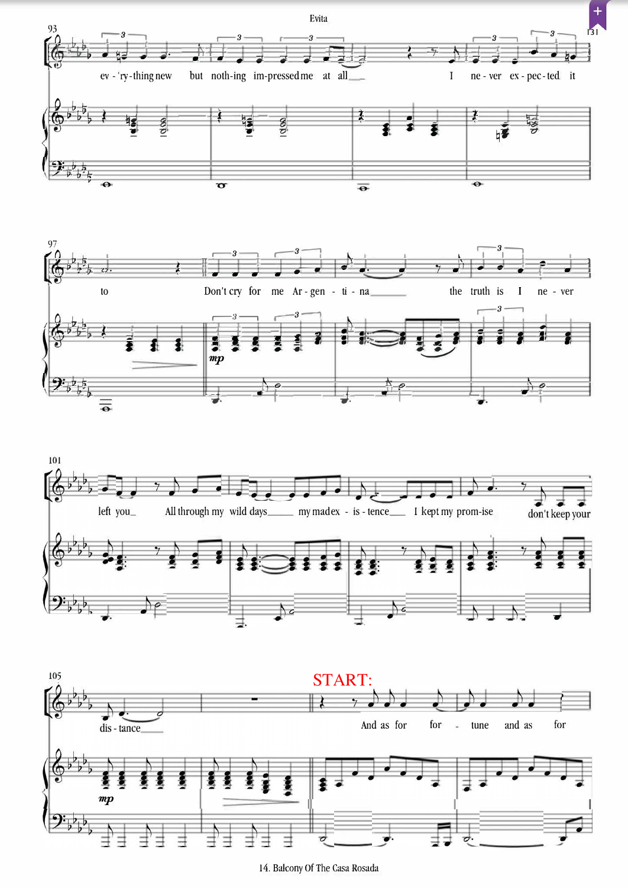ev - 'ry - thing new but noth - ing im - pressed me at all I ne - ver ex - pec - ted it

to Don't cry for me Ar - gen - ti - na the truth is I ne - ver

left you All through my wild days my mad ex - is - tence I kept my prom - ise don't keep your

dis - tance

START:

And as for for - tune and as for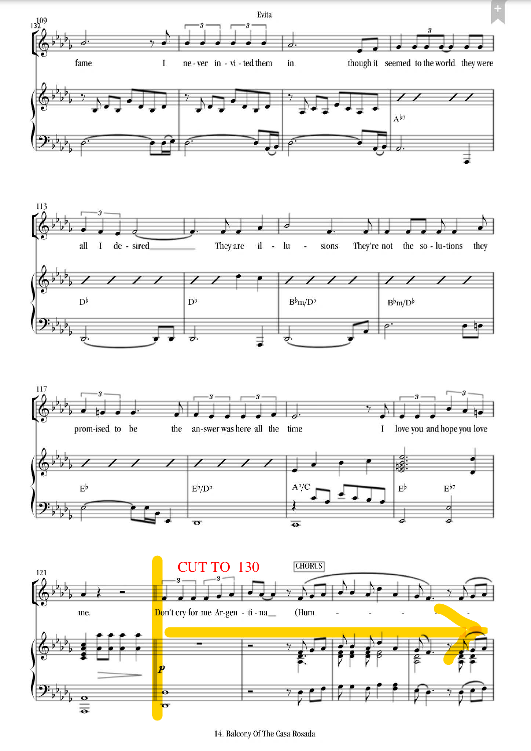fame I ne - ver in - vi - ted them in though it seemed to the world they were

A♭7

all I de - sired They are il - lu - sions They're not the so - lu - tions they

D♭ D♭ B♭m/D♭ B♭m/D♭

prom - ised to be the an - swer was here all the time I love you and hope you love

E♭ E♭/D♭ A♭/C E♭ E♭7

CUT TO 130

CHORUS

me. Don't cry for me Ar - gen - ti - na (Hum

*p*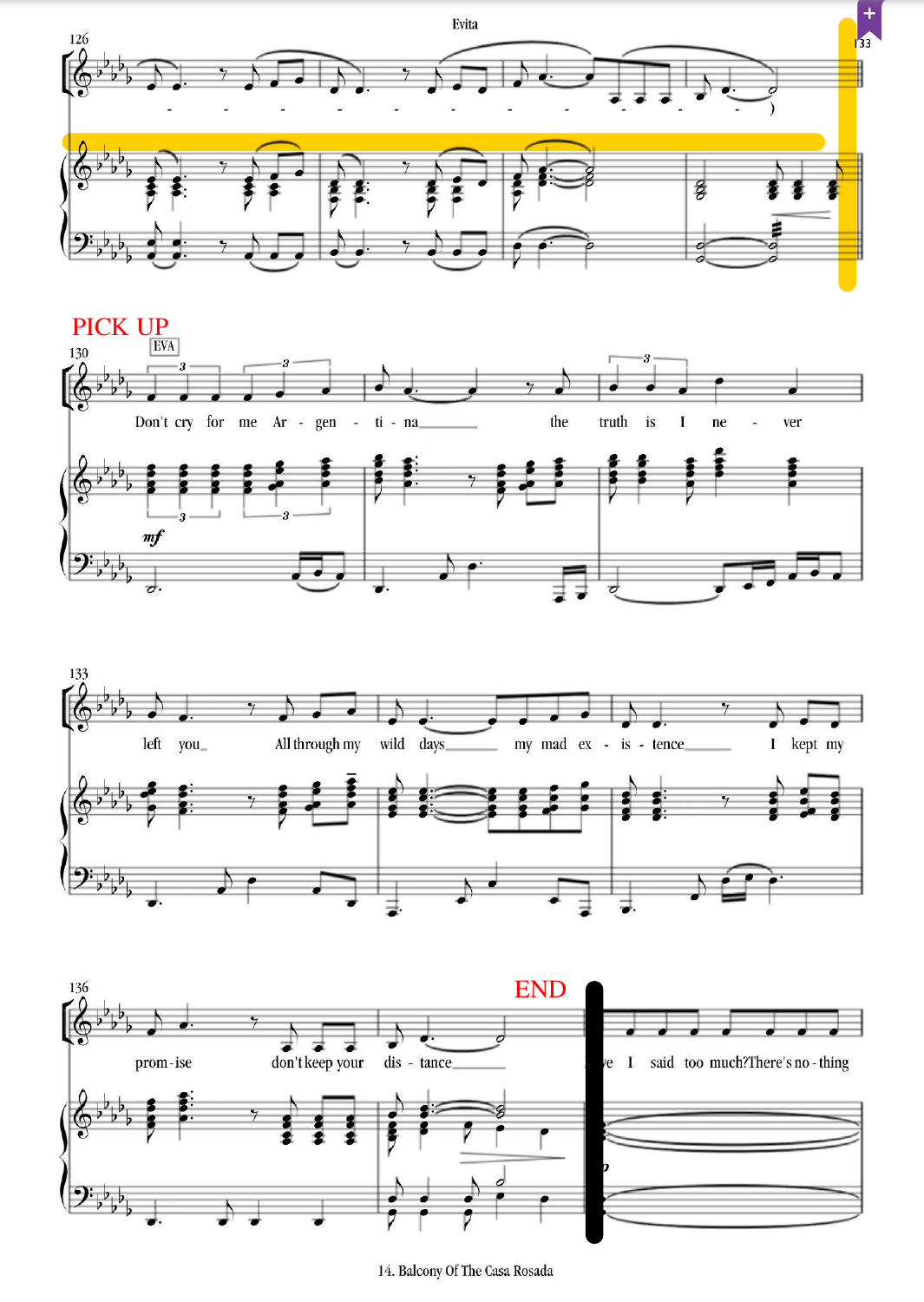PICK UP

EVA

Don't cry for me Ar - gen - ti - na the truth is I ne - ver

mf

left you All through my wild days my mad ex - is - tence I kept my

prom - ise don't keep your dis - tance

END

ve I said too much? There's no - thing